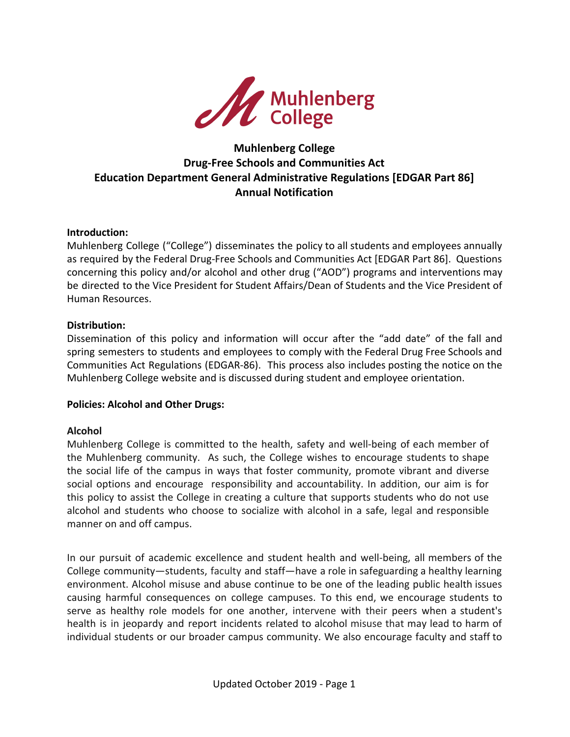# Muhlenberg College
## Drug-Free Schools and Communities Act
## Education Department General Administrative Regulations [EDGAR Part 86]
## Annual Notification

**Introduction:**
Muhlenberg College ("College") disseminates the policy to all students and employees annually as required by the Federal Drug-Free Schools and Communities Act [EDGAR Part 86]. Questions concerning this policy and/or alcohol and other drug ("AOD") programs and interventions may be directed to the Vice President for Student Affairs/Dean of Students and the Vice President of Human Resources.

**Distribution:**
Dissemination of this policy and information will occur after the "add date" of the fall and spring semesters to students and employees to comply with the Federal Drug Free Schools and Communities Act Regulations (EDGAR-86). This process also includes posting the notice on the Muhlenberg College website and is discussed during student and employee orientation.

**Policies: Alcohol and Other Drugs:**

**Alcohol**
Muhlenberg College is committed to the health, safety and well-being of each member of the Muhlenberg community. As such, the College wishes to encourage students to shape the social life of the campus in ways that foster community, promote vibrant and diverse social options and encourage responsibility and accountability. In addition, our aim is for this policy to assist the College in creating a culture that supports students who do not use alcohol and students who choose to socialize with alcohol in a safe, legal and responsible manner on and off campus.

In our pursuit of academic excellence and student health and well-being, all members of the College community—students, faculty and staff—have a role in safeguarding a healthy learning environment. Alcohol misuse and abuse continue to be one of the leading public health issues causing harmful consequences on college campuses. To this end, we encourage students to serve as healthy role models for one another, intervene with their peers when a student's health is in jeopardy and report incidents related to alcohol misuse that may lead to harm of individual students or our broader campus community. We also encourage faculty and staff to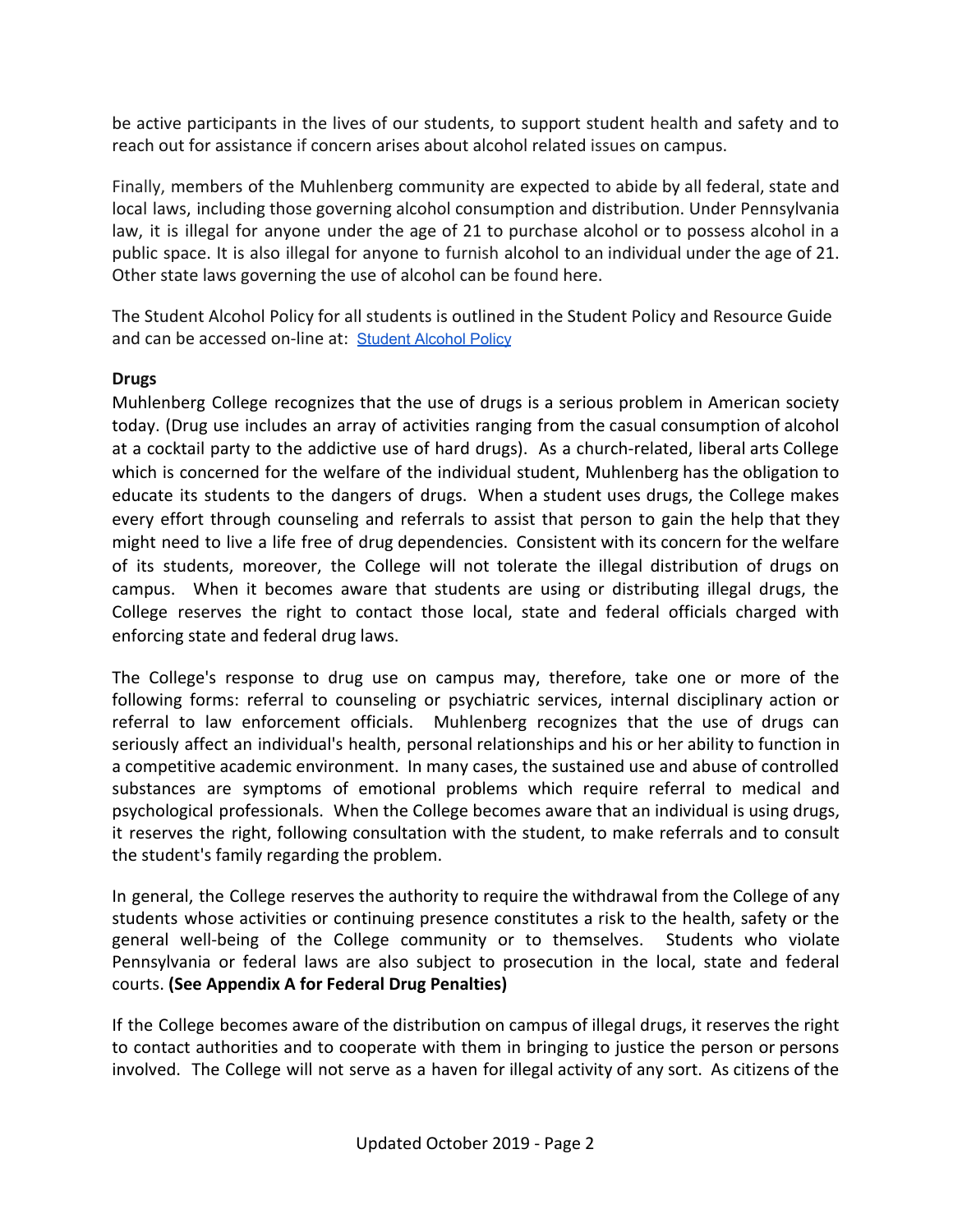be active participants in the lives of our students, to support student health and safety and to reach out for assistance if concern arises about alcohol related issues on campus.

Finally, members of the Muhlenberg community are expected to abide by all federal, state and local laws, including those governing alcohol consumption and distribution. Under Pennsylvania law, it is illegal for anyone under the age of 21 to purchase alcohol or to possess alcohol in a public space. It is also illegal for anyone to furnish alcohol to an individual under the age of 21. Other state laws governing the use of alcohol can be found here.

The Student Alcohol Policy for all students is outlined in the Student Policy and Resource Guide and can be accessed on-line at: [Student Alcohol Policy]

**Drugs**

Muhlenberg College recognizes that the use of drugs is a serious problem in American society today. (Drug use includes an array of activities ranging from the casual consumption of alcohol at a cocktail party to the addictive use of hard drugs). As a church-related, liberal arts College which is concerned for the welfare of the individual student, Muhlenberg has the obligation to educate its students to the dangers of drugs. When a student uses drugs, the College makes every effort through counseling and referrals to assist that person to gain the help that they might need to live a life free of drug dependencies. Consistent with its concern for the welfare of its students, moreover, the College will not tolerate the illegal distribution of drugs on campus. When it becomes aware that students are using or distributing illegal drugs, the College reserves the right to contact those local, state and federal officials charged with enforcing state and federal drug laws.

The College's response to drug use on campus may, therefore, take one or more of the following forms: referral to counseling or psychiatric services, internal disciplinary action or referral to law enforcement officials. Muhlenberg recognizes that the use of drugs can seriously affect an individual's health, personal relationships and his or her ability to function in a competitive academic environment. In many cases, the sustained use and abuse of controlled substances are symptoms of emotional problems which require referral to medical and psychological professionals. When the College becomes aware that an individual is using drugs, it reserves the right, following consultation with the student, to make referrals and to consult the student's family regarding the problem.

In general, the College reserves the authority to require the withdrawal from the College of any students whose activities or continuing presence constitutes a risk to the health, safety or the general well-being of the College community or to themselves. Students who violate Pennsylvania or federal laws are also subject to prosecution in the local, state and federal courts. **(See Appendix A for Federal Drug Penalties)**

If the College becomes aware of the distribution on campus of illegal drugs, it reserves the right to contact authorities and to cooperate with them in bringing to justice the person or persons involved. The College will not serve as a haven for illegal activity of any sort. As citizens of the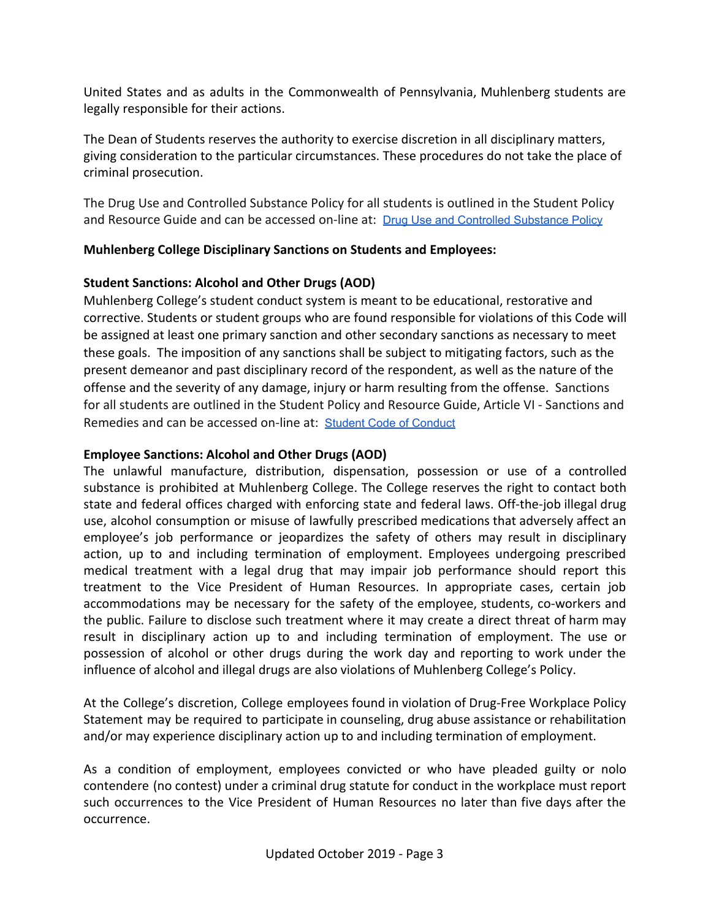United States and as adults in the Commonwealth of Pennsylvania, Muhlenberg students are legally responsible for their actions.

The Dean of Students reserves the authority to exercise discretion in all disciplinary matters, giving consideration to the particular circumstances. These procedures do not take the place of criminal prosecution.

The Drug Use and Controlled Substance Policy for all students is outlined in the Student Policy and Resource Guide and can be accessed on-line at: Drug Use and Controlled Substance Policy

**Muhlenberg College Disciplinary Sanctions on Students and Employees:**

**Student Sanctions: Alcohol and Other Drugs (AOD)**

Muhlenberg College's student conduct system is meant to be educational, restorative and corrective. Students or student groups who are found responsible for violations of this Code will be assigned at least one primary sanction and other secondary sanctions as necessary to meet these goals. The imposition of any sanctions shall be subject to mitigating factors, such as the present demeanor and past disciplinary record of the respondent, as well as the nature of the offense and the severity of any damage, injury or harm resulting from the offense. Sanctions for all students are outlined in the Student Policy and Resource Guide, Article VI - Sanctions and Remedies and can be accessed on-line at: Student Code of Conduct

**Employee Sanctions: Alcohol and Other Drugs (AOD)**

The unlawful manufacture, distribution, dispensation, possession or use of a controlled substance is prohibited at Muhlenberg College. The College reserves the right to contact both state and federal offices charged with enforcing state and federal laws. Off-the-job illegal drug use, alcohol consumption or misuse of lawfully prescribed medications that adversely affect an employee's job performance or jeopardizes the safety of others may result in disciplinary action, up to and including termination of employment. Employees undergoing prescribed medical treatment with a legal drug that may impair job performance should report this treatment to the Vice President of Human Resources. In appropriate cases, certain job accommodations may be necessary for the safety of the employee, students, co-workers and the public. Failure to disclose such treatment where it may create a direct threat of harm may result in disciplinary action up to and including termination of employment. The use or possession of alcohol or other drugs during the work day and reporting to work under the influence of alcohol and illegal drugs are also violations of Muhlenberg College's Policy.

At the College's discretion, College employees found in violation of Drug-Free Workplace Policy Statement may be required to participate in counseling, drug abuse assistance or rehabilitation and/or may experience disciplinary action up to and including termination of employment.

As a condition of employment, employees convicted or who have pleaded guilty or nolo contendere (no contest) under a criminal drug statute for conduct in the workplace must report such occurrences to the Vice President of Human Resources no later than five days after the occurrence.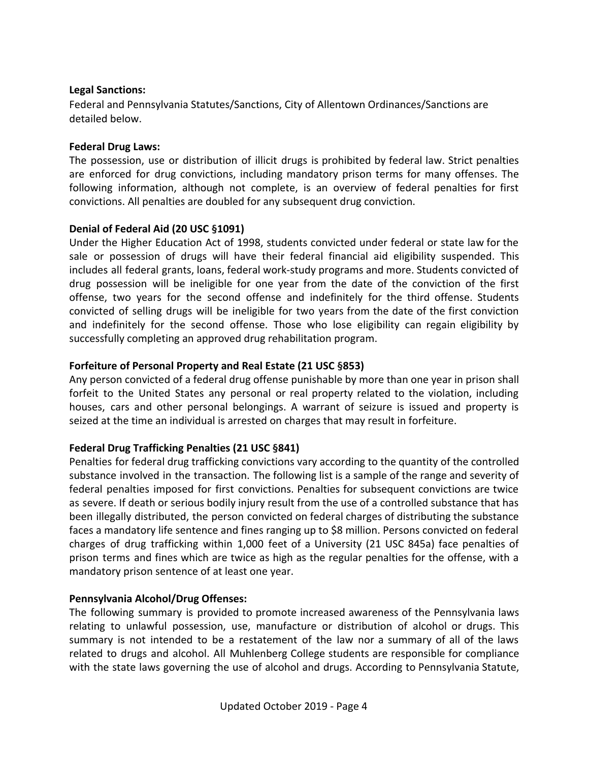**Legal Sanctions:**
Federal and Pennsylvania Statutes/Sanctions, City of Allentown Ordinances/Sanctions are detailed below.

**Federal Drug Laws:**
The possession, use or distribution of illicit drugs is prohibited by federal law. Strict penalties are enforced for drug convictions, including mandatory prison terms for many offenses. The following information, although not complete, is an overview of federal penalties for first convictions. All penalties are doubled for any subsequent drug conviction.

**Denial of Federal Aid (20 USC §1091)**
Under the Higher Education Act of 1998, students convicted under federal or state law for the sale or possession of drugs will have their federal financial aid eligibility suspended. This includes all federal grants, loans, federal work-study programs and more. Students convicted of drug possession will be ineligible for one year from the date of the conviction of the first offense, two years for the second offense and indefinitely for the third offense. Students convicted of selling drugs will be ineligible for two years from the date of the first conviction and indefinitely for the second offense. Those who lose eligibility can regain eligibility by successfully completing an approved drug rehabilitation program.

**Forfeiture of Personal Property and Real Estate (21 USC §853)**
Any person convicted of a federal drug offense punishable by more than one year in prison shall forfeit to the United States any personal or real property related to the violation, including houses, cars and other personal belongings. A warrant of seizure is issued and property is seized at the time an individual is arrested on charges that may result in forfeiture.

**Federal Drug Trafficking Penalties (21 USC §841)**
Penalties for federal drug trafficking convictions vary according to the quantity of the controlled substance involved in the transaction. The following list is a sample of the range and severity of federal penalties imposed for first convictions. Penalties for subsequent convictions are twice as severe. If death or serious bodily injury result from the use of a controlled substance that has been illegally distributed, the person convicted on federal charges of distributing the substance faces a mandatory life sentence and fines ranging up to $8 million. Persons convicted on federal charges of drug trafficking within 1,000 feet of a University (21 USC 845a) face penalties of prison terms and fines which are twice as high as the regular penalties for the offense, with a mandatory prison sentence of at least one year.

**Pennsylvania Alcohol/Drug Offenses:**
The following summary is provided to promote increased awareness of the Pennsylvania laws relating to unlawful possession, use, manufacture or distribution of alcohol or drugs. This summary is not intended to be a restatement of the law nor a summary of all of the laws related to drugs and alcohol. All Muhlenberg College students are responsible for compliance with the state laws governing the use of alcohol and drugs. According to Pennsylvania Statute,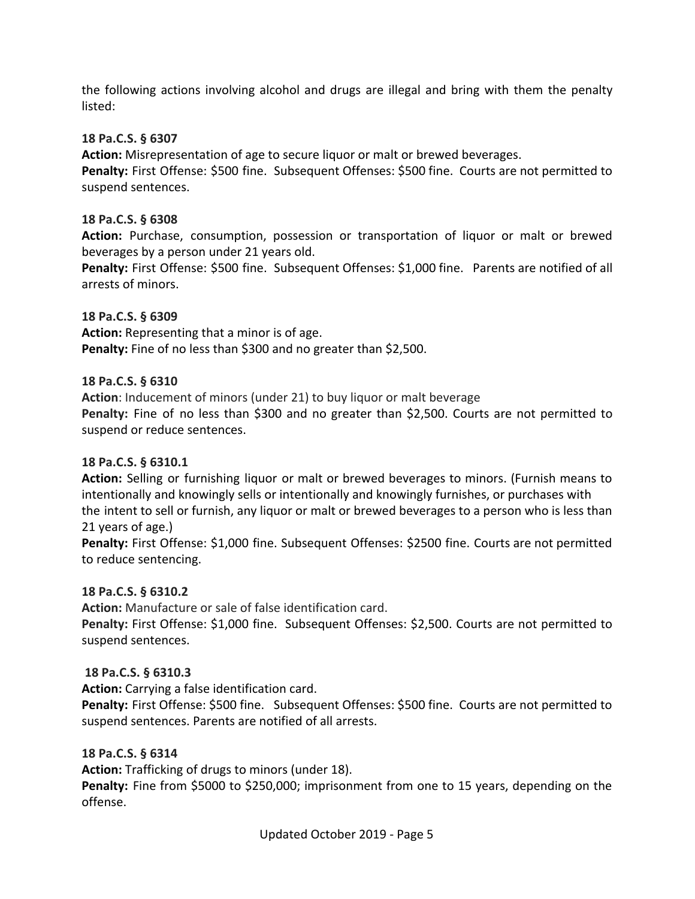the following actions involving alcohol and drugs are illegal and bring with them the penalty listed:

**18 Pa.C.S. § 6307**
**Action:** Misrepresentation of age to secure liquor or malt or brewed beverages.
**Penalty:** First Offense: $500 fine. Subsequent Offenses: $500 fine. Courts are not permitted to suspend sentences.

**18 Pa.C.S. § 6308**
**Action:** Purchase, consumption, possession or transportation of liquor or malt or brewed beverages by a person under 21 years old.
**Penalty:** First Offense: $500 fine. Subsequent Offenses: $1,000 fine. Parents are notified of all arrests of minors.

**18 Pa.C.S. § 6309**
**Action:** Representing that a minor is of age.
**Penalty:** Fine of no less than $300 and no greater than $2,500.

**18 Pa.C.S. § 6310**
**Action**: Inducement of minors (under 21) to buy liquor or malt beverage
**Penalty:** Fine of no less than $300 and no greater than $2,500. Courts are not permitted to suspend or reduce sentences.

**18 Pa.C.S. § 6310.1**
**Action:** Selling or furnishing liquor or malt or brewed beverages to minors. (Furnish means to intentionally and knowingly sells or intentionally and knowingly furnishes, or purchases with the intent to sell or furnish, any liquor or malt or brewed beverages to a person who is less than 21 years of age.)
**Penalty:** First Offense: $1,000 fine. Subsequent Offenses: $2500 fine. Courts are not permitted to reduce sentencing.

**18 Pa.C.S. § 6310.2**
**Action:** Manufacture or sale of false identification card.
**Penalty:** First Offense: $1,000 fine. Subsequent Offenses: $2,500. Courts are not permitted to suspend sentences.

**18 Pa.C.S. § 6310.3**
**Action:** Carrying a false identification card.
**Penalty:** First Offense: $500 fine. Subsequent Offenses: $500 fine. Courts are not permitted to suspend sentences. Parents are notified of all arrests.

**18 Pa.C.S. § 6314**
**Action:** Trafficking of drugs to minors (under 18).
**Penalty:** Fine from $5000 to $250,000; imprisonment from one to 15 years, depending on the offense.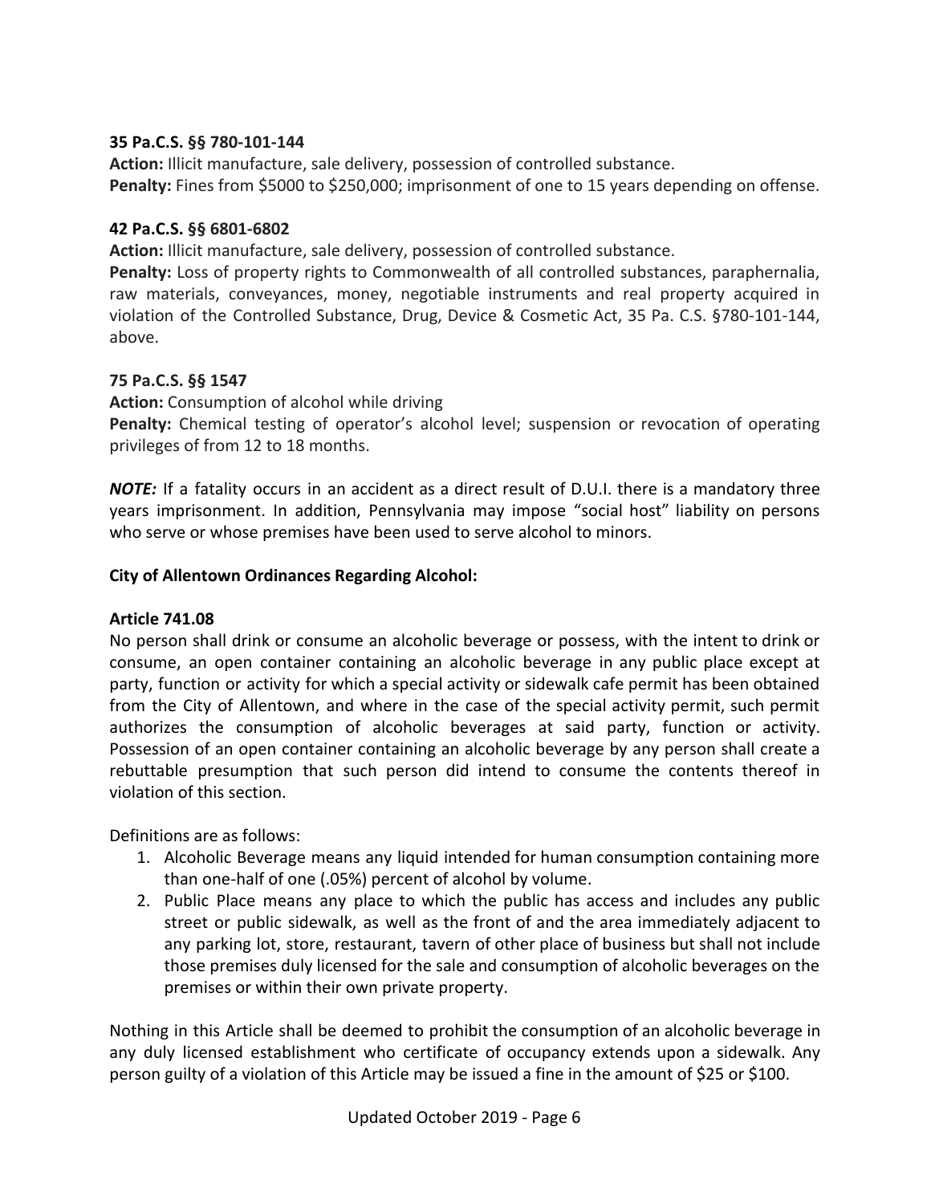**35 Pa.C.S. §§ 780-101-144**
**Action:** Illicit manufacture, sale delivery, possession of controlled substance.
**Penalty:** Fines from $5000 to $250,000; imprisonment of one to 15 years depending on offense.

**42 Pa.C.S. §§ 6801-6802**
**Action:** Illicit manufacture, sale delivery, possession of controlled substance.
**Penalty:** Loss of property rights to Commonwealth of all controlled substances, paraphernalia, raw materials, conveyances, money, negotiable instruments and real property acquired in violation of the Controlled Substance, Drug, Device & Cosmetic Act, 35 Pa. C.S. §780-101-144, above.

**75 Pa.C.S. §§ 1547**
**Action:** Consumption of alcohol while driving
**Penalty:** Chemical testing of operator's alcohol level; suspension or revocation of operating privileges of from 12 to 18 months.

***NOTE:*** If a fatality occurs in an accident as a direct result of D.U.I. there is a mandatory three years imprisonment. In addition, Pennsylvania may impose "social host" liability on persons who serve or whose premises have been used to serve alcohol to minors.

**City of Allentown Ordinances Regarding Alcohol:**

**Article 741.08**
No person shall drink or consume an alcoholic beverage or possess, with the intent to drink or consume, an open container containing an alcoholic beverage in any public place except at party, function or activity for which a special activity or sidewalk cafe permit has been obtained from the City of Allentown, and where in the case of the special activity permit, such permit authorizes the consumption of alcoholic beverages at said party, function or activity. Possession of an open container containing an alcoholic beverage by any person shall create a rebuttable presumption that such person did intend to consume the contents thereof in violation of this section.

Definitions are as follows:

1. Alcoholic Beverage means any liquid intended for human consumption containing more than one-half of one (.05%) percent of alcohol by volume.
2. Public Place means any place to which the public has access and includes any public street or public sidewalk, as well as the front of and the area immediately adjacent to any parking lot, store, restaurant, tavern of other place of business but shall not include those premises duly licensed for the sale and consumption of alcoholic beverages on the premises or within their own private property.

Nothing in this Article shall be deemed to prohibit the consumption of an alcoholic beverage in any duly licensed establishment who certificate of occupancy extends upon a sidewalk. Any person guilty of a violation of this Article may be issued a fine in the amount of $25 or $100.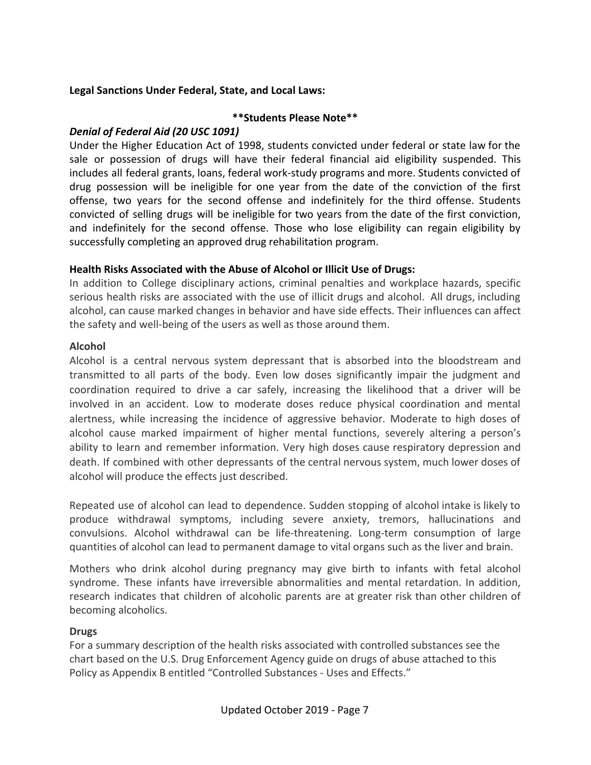**Legal Sanctions Under Federal, State, and Local Laws:**

**\*\*Students Please Note\*\***

***Denial of Federal Aid (20 USC 1091)***

Under the Higher Education Act of 1998, students convicted under federal or state law for the sale or possession of drugs will have their federal financial aid eligibility suspended. This includes all federal grants, loans, federal work-study programs and more. Students convicted of drug possession will be ineligible for one year from the date of the conviction of the first offense, two years for the second offense and indefinitely for the third offense. Students convicted of selling drugs will be ineligible for two years from the date of the first conviction, and indefinitely for the second offense. Those who lose eligibility can regain eligibility by successfully completing an approved drug rehabilitation program.

**Health Risks Associated with the Abuse of Alcohol or Illicit Use of Drugs:**

In addition to College disciplinary actions, criminal penalties and workplace hazards, specific serious health risks are associated with the use of illicit drugs and alcohol. All drugs, including alcohol, can cause marked changes in behavior and have side effects. Their influences can affect the safety and well-being of the users as well as those around them.

**Alcohol**

Alcohol is a central nervous system depressant that is absorbed into the bloodstream and transmitted to all parts of the body. Even low doses significantly impair the judgment and coordination required to drive a car safely, increasing the likelihood that a driver will be involved in an accident. Low to moderate doses reduce physical coordination and mental alertness, while increasing the incidence of aggressive behavior. Moderate to high doses of alcohol cause marked impairment of higher mental functions, severely altering a person's ability to learn and remember information. Very high doses cause respiratory depression and death. If combined with other depressants of the central nervous system, much lower doses of alcohol will produce the effects just described.

Repeated use of alcohol can lead to dependence. Sudden stopping of alcohol intake is likely to produce withdrawal symptoms, including severe anxiety, tremors, hallucinations and convulsions. Alcohol withdrawal can be life-threatening. Long-term consumption of large quantities of alcohol can lead to permanent damage to vital organs such as the liver and brain.

Mothers who drink alcohol during pregnancy may give birth to infants with fetal alcohol syndrome. These infants have irreversible abnormalities and mental retardation. In addition, research indicates that children of alcoholic parents are at greater risk than other children of becoming alcoholics.

**Drugs**

For a summary description of the health risks associated with controlled substances see the chart based on the U.S. Drug Enforcement Agency guide on drugs of abuse attached to this Policy as Appendix B entitled "Controlled Substances - Uses and Effects."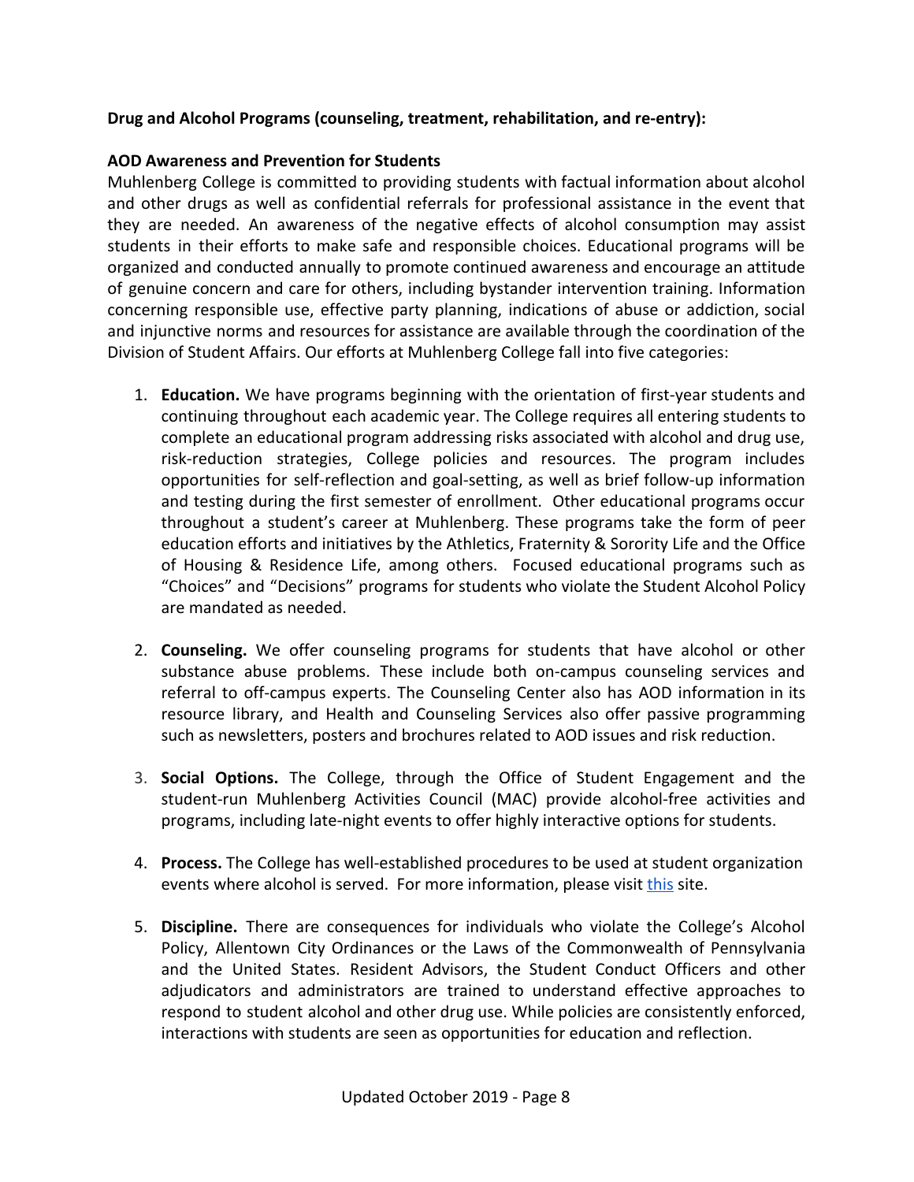**Drug and Alcohol Programs (counseling, treatment, rehabilitation, and re-entry):**

**AOD Awareness and Prevention for Students**

Muhlenberg College is committed to providing students with factual information about alcohol and other drugs as well as confidential referrals for professional assistance in the event that they are needed. An awareness of the negative effects of alcohol consumption may assist students in their efforts to make safe and responsible choices. Educational programs will be organized and conducted annually to promote continued awareness and encourage an attitude of genuine concern and care for others, including bystander intervention training. Information concerning responsible use, effective party planning, indications of abuse or addiction, social and injunctive norms and resources for assistance are available through the coordination of the Division of Student Affairs. Our efforts at Muhlenberg College fall into five categories:

1. **Education.** We have programs beginning with the orientation of first-year students and continuing throughout each academic year. The College requires all entering students to complete an educational program addressing risks associated with alcohol and drug use, risk-reduction strategies, College policies and resources. The program includes opportunities for self-reflection and goal-setting, as well as brief follow-up information and testing during the first semester of enrollment. Other educational programs occur throughout a student's career at Muhlenberg. These programs take the form of peer education efforts and initiatives by the Athletics, Fraternity & Sorority Life and the Office of Housing & Residence Life, among others. Focused educational programs such as "Choices" and "Decisions" programs for students who violate the Student Alcohol Policy are mandated as needed.

2. **Counseling.** We offer counseling programs for students that have alcohol or other substance abuse problems. These include both on-campus counseling services and referral to off-campus experts. The Counseling Center also has AOD information in its resource library, and Health and Counseling Services also offer passive programming such as newsletters, posters and brochures related to AOD issues and risk reduction.

3. **Social Options.** The College, through the Office of Student Engagement and the student-run Muhlenberg Activities Council (MAC) provide alcohol-free activities and programs, including late-night events to offer highly interactive options for students.

4. **Process.** The College has well-established procedures to be used at student organization events where alcohol is served. For more information, please visit this site.

5. **Discipline.** There are consequences for individuals who violate the College's Alcohol Policy, Allentown City Ordinances or the Laws of the Commonwealth of Pennsylvania and the United States. Resident Advisors, the Student Conduct Officers and other adjudicators and administrators are trained to understand effective approaches to respond to student alcohol and other drug use. While policies are consistently enforced, interactions with students are seen as opportunities for education and reflection.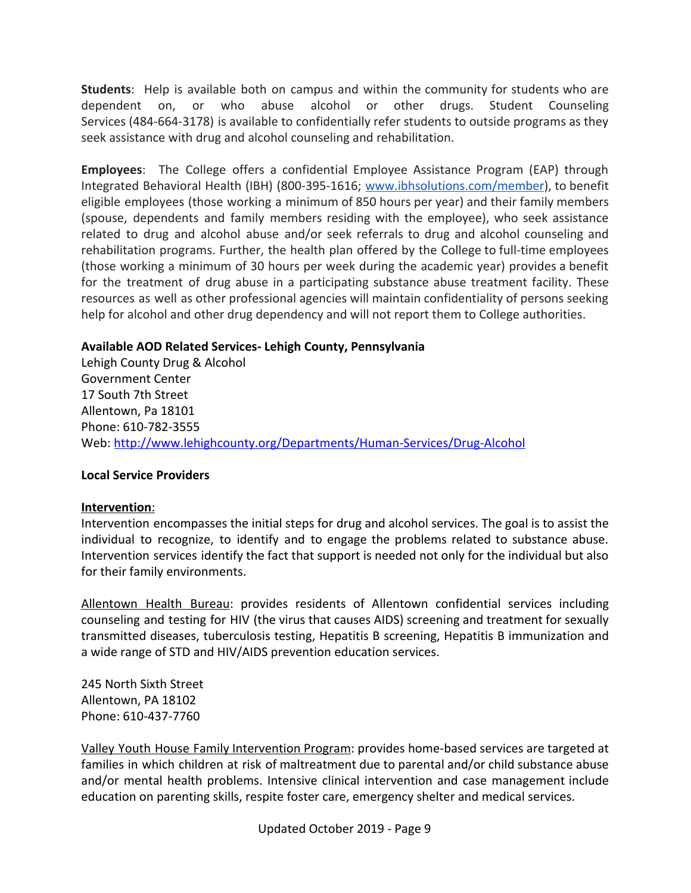**Students**: Help is available both on campus and within the community for students who are dependent on, or who abuse alcohol or other drugs. Student Counseling Services (484-664-3178) is available to confidentially refer students to outside programs as they seek assistance with drug and alcohol counseling and rehabilitation.

**Employees**: The College offers a confidential Employee Assistance Program (EAP) through Integrated Behavioral Health (IBH) (800-395-1616; [www.ibhsolutions.com/member](www.ibhsolutions.com/member)), to benefit eligible employees (those working a minimum of 850 hours per year) and their family members (spouse, dependents and family members residing with the employee), who seek assistance related to drug and alcohol abuse and/or seek referrals to drug and alcohol counseling and rehabilitation programs. Further, the health plan offered by the College to full-time employees (those working a minimum of 30 hours per week during the academic year) provides a benefit for the treatment of drug abuse in a participating substance abuse treatment facility. These resources as well as other professional agencies will maintain confidentiality of persons seeking help for alcohol and other drug dependency and will not report them to College authorities.

**Available AOD Related Services- Lehigh County, Pennsylvania**

Lehigh County Drug & Alcohol
Government Center
17 South 7th Street
Allentown, Pa 18101
Phone: 610-782-3555
Web: [http://www.lehighcounty.org/Departments/Human-Services/Drug-Alcohol](http://www.lehighcounty.org/Departments/Human-Services/Drug-Alcohol)

**Local Service Providers**

**Intervention**:

Intervention encompasses the initial steps for drug and alcohol services. The goal is to assist the individual to recognize, to identify and to engage the problems related to substance abuse. Intervention services identify the fact that support is needed not only for the individual but also for their family environments.

Allentown Health Bureau: provides residents of Allentown confidential services including counseling and testing for HIV (the virus that causes AIDS) screening and treatment for sexually transmitted diseases, tuberculosis testing, Hepatitis B screening, Hepatitis B immunization and a wide range of STD and HIV/AIDS prevention education services.

245 North Sixth Street
Allentown, PA 18102
Phone: 610-437-7760

Valley Youth House Family Intervention Program: provides home-based services are targeted at families in which children at risk of maltreatment due to parental and/or child substance abuse and/or mental health problems. Intensive clinical intervention and case management include education on parenting skills, respite foster care, emergency shelter and medical services.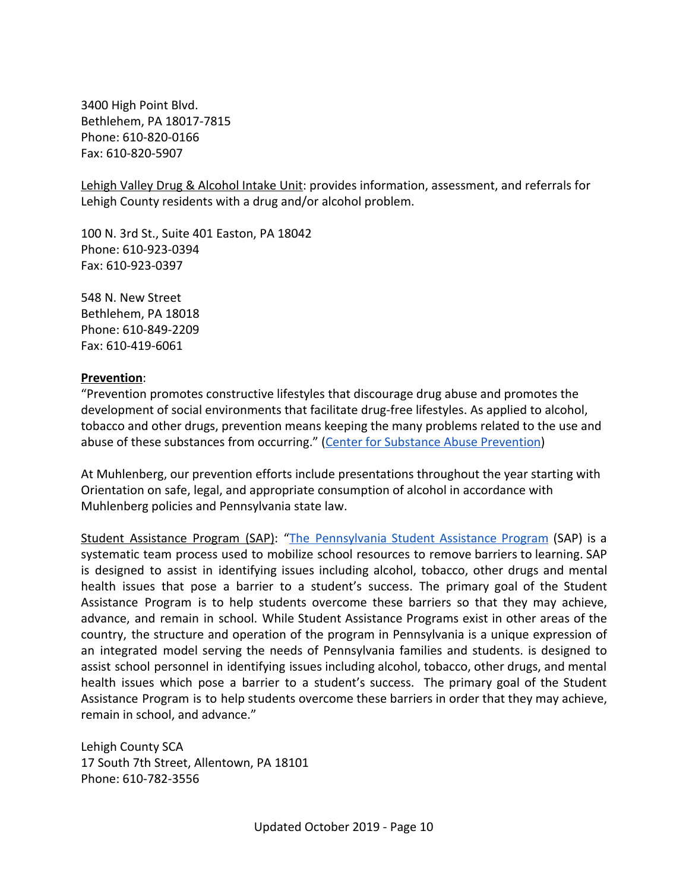3400 High Point Blvd.
Bethlehem, PA 18017-7815
Phone: 610-820-0166
Fax: 610-820-5907

Lehigh Valley Drug & Alcohol Intake Unit: provides information, assessment, and referrals for Lehigh County residents with a drug and/or alcohol problem.

100 N. 3rd St., Suite 401 Easton, PA 18042
Phone: 610-923-0394
Fax: 610-923-0397

548 N. New Street
Bethlehem, PA 18018
Phone: 610-849-2209
Fax: 610-419-6061

**Prevention**:

"Prevention promotes constructive lifestyles that discourage drug abuse and promotes the development of social environments that facilitate drug-free lifestyles. As applied to alcohol, tobacco and other drugs, prevention means keeping the many problems related to the use and abuse of these substances from occurring." (Center for Substance Abuse Prevention)

At Muhlenberg, our prevention efforts include presentations throughout the year starting with Orientation on safe, legal, and appropriate consumption of alcohol in accordance with Muhlenberg policies and Pennsylvania state law.

Student Assistance Program (SAP): "The Pennsylvania Student Assistance Program (SAP) is a systematic team process used to mobilize school resources to remove barriers to learning. SAP is designed to assist in identifying issues including alcohol, tobacco, other drugs and mental health issues that pose a barrier to a student's success. The primary goal of the Student Assistance Program is to help students overcome these barriers so that they may achieve, advance, and remain in school. While Student Assistance Programs exist in other areas of the country, the structure and operation of the program in Pennsylvania is a unique expression of an integrated model serving the needs of Pennsylvania families and students. is designed to assist school personnel in identifying issues including alcohol, tobacco, other drugs, and mental health issues which pose a barrier to a student's success. The primary goal of the Student Assistance Program is to help students overcome these barriers in order that they may achieve, remain in school, and advance."

Lehigh County SCA
17 South 7th Street, Allentown, PA 18101
Phone: 610-782-3556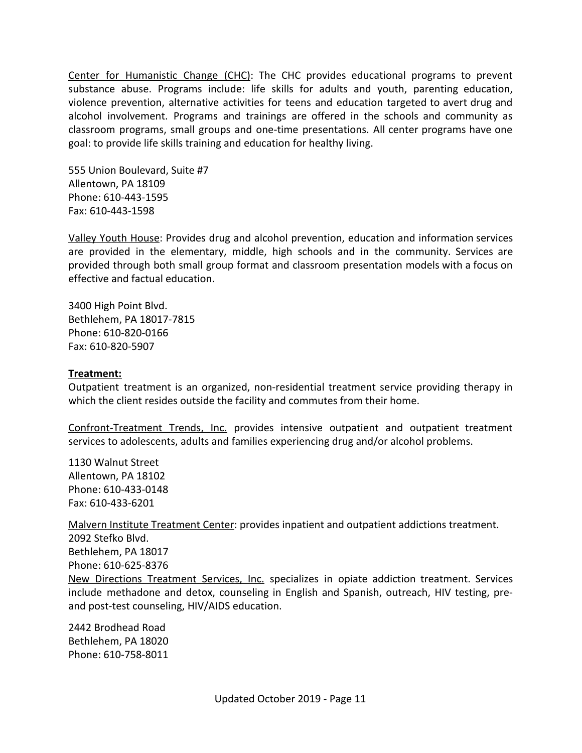Center for Humanistic Change (CHC): The CHC provides educational programs to prevent substance abuse. Programs include: life skills for adults and youth, parenting education, violence prevention, alternative activities for teens and education targeted to avert drug and alcohol involvement. Programs and trainings are offered in the schools and community as classroom programs, small groups and one-time presentations. All center programs have one goal: to provide life skills training and education for healthy living.

555 Union Boulevard, Suite #7
Allentown, PA 18109
Phone: 610-443-1595
Fax: 610-443-1598

Valley Youth House: Provides drug and alcohol prevention, education and information services are provided in the elementary, middle, high schools and in the community. Services are provided through both small group format and classroom presentation models with a focus on effective and factual education.

3400 High Point Blvd.
Bethlehem, PA 18017-7815
Phone: 610-820-0166
Fax: 610-820-5907

**Treatment:**

Outpatient treatment is an organized, non-residential treatment service providing therapy in which the client resides outside the facility and commutes from their home.

Confront-Treatment Trends, Inc. provides intensive outpatient and outpatient treatment services to adolescents, adults and families experiencing drug and/or alcohol problems.

1130 Walnut Street
Allentown, PA 18102
Phone: 610-433-0148
Fax: 610-433-6201

Malvern Institute Treatment Center: provides inpatient and outpatient addictions treatment.
2092 Stefko Blvd.
Bethlehem, PA 18017
Phone: 610-625-8376

New Directions Treatment Services, Inc. specializes in opiate addiction treatment. Services include methadone and detox, counseling in English and Spanish, outreach, HIV testing, pre- and post-test counseling, HIV/AIDS education.

2442 Brodhead Road
Bethlehem, PA 18020
Phone: 610-758-8011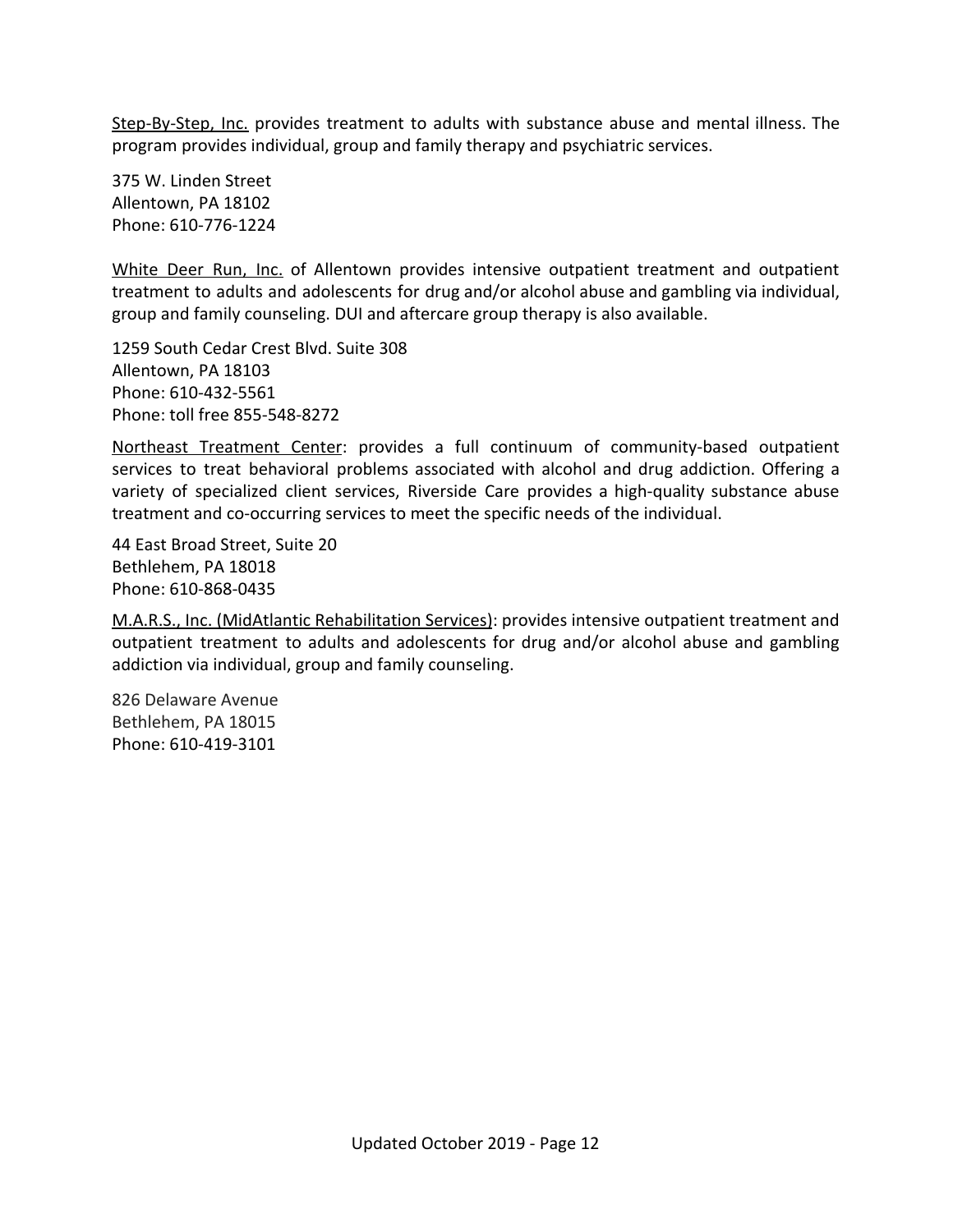Step-By-Step, Inc. provides treatment to adults with substance abuse and mental illness. The program provides individual, group and family therapy and psychiatric services.

375 W. Linden Street
Allentown, PA 18102
Phone: 610-776-1224

White Deer Run, Inc. of Allentown provides intensive outpatient treatment and outpatient treatment to adults and adolescents for drug and/or alcohol abuse and gambling via individual, group and family counseling. DUI and aftercare group therapy is also available.

1259 South Cedar Crest Blvd. Suite 308
Allentown, PA 18103
Phone: 610-432-5561
Phone: toll free 855-548-8272

Northeast Treatment Center: provides a full continuum of community-based outpatient services to treat behavioral problems associated with alcohol and drug addiction. Offering a variety of specialized client services, Riverside Care provides a high-quality substance abuse treatment and co-occurring services to meet the specific needs of the individual.

44 East Broad Street, Suite 20
Bethlehem, PA 18018
Phone: 610-868-0435

M.A.R.S., Inc. (MidAtlantic Rehabilitation Services): provides intensive outpatient treatment and outpatient treatment to adults and adolescents for drug and/or alcohol abuse and gambling addiction via individual, group and family counseling.

826 Delaware Avenue
Bethlehem, PA 18015
Phone: 610-419-3101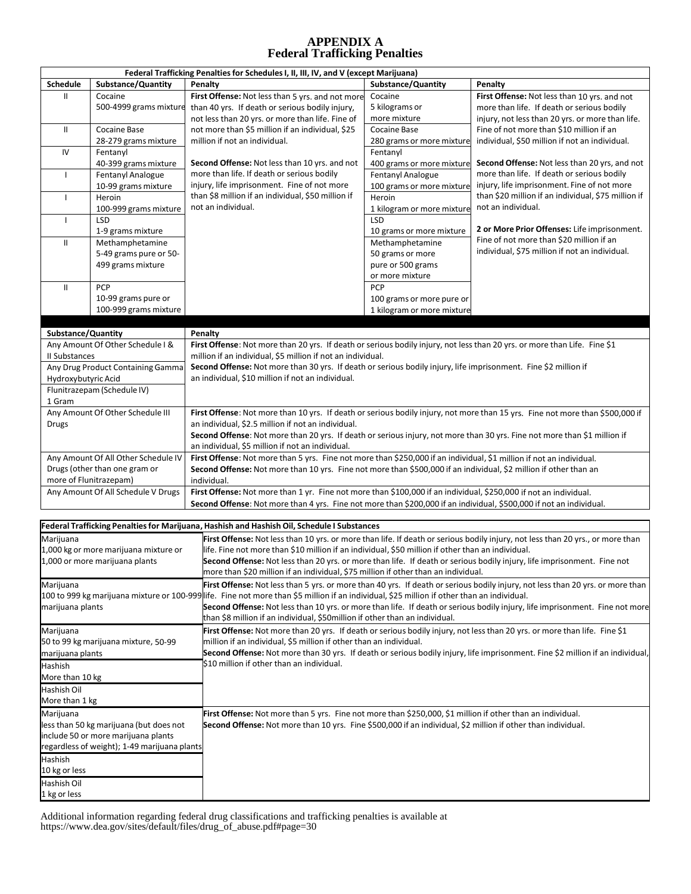# APPENDIX A
## Federal Trafficking Penalties

| Federal Trafficking Penalties for Schedules I, II, III, IV, and V (except Marijuana) | | | | |
|---|---|---|---|---|
| **Schedule** | **Substance/Quantity** | **Penalty** | **Substance/Quantity** | **Penalty** |
| II | Cocaine 500-4999 grams mixture | **First Offense:** Not less than 5 yrs. and not more than 40 yrs. If death or serious bodily injury, not less than 20 yrs. or more than life. Fine of not more than $5 million if an individual, $25 million if not an individual. **Second Offense:** Not less than 10 yrs. and not more than life. If death or serious bodily injury, life imprisonment. Fine of not more than $8 million if an individual, $50 million if not an individual. | Cocaine 5 kilograms or more mixture | **First Offense:** Not less than 10 yrs. and not more than life. If death or serious bodily injury, not less than 20 yrs. or more than life. Fine of not more than $10 million if an individual, $50 million if not an individual. **Second Offense:** Not less than 20 yrs, and not more than life. If death or serious bodily injury, life imprisonment. Fine of not more than $20 million if an individual, $75 million if not an individual. **2 or More Prior Offenses:** Life imprisonment. Fine of not more than $20 million if an individual, $75 million if not an individual. |
| II | Cocaine Base 28-279 grams mixture | | Cocaine Base 280 grams or more mixture | |
| IV | Fentanyl 40-399 grams mixture | | Fentanyl 400 grams or more mixture | |
| I | Fentanyl Analogue 10-99 grams mixture | | Fentanyl Analogue 100 grams or more mixture | |
| I | Heroin 100-999 grams mixture | | Heroin 1 kilogram or more mixture | |
| I | LSD 1-9 grams mixture | | LSD 10 grams or more mixture | |
| II | Methamphetamine 5-49 grams pure or 50-499 grams mixture | | Methamphetamine 50 grams or more pure or 500 grams or more mixture | |
| II | PCP 10-99 grams pure or 100-999 grams mixture | | PCP 100 grams or more pure or 1 kilogram or more mixture | |

| Substance/Quantity | Penalty |
|---|---|
| Any Amount Of Other Schedule I & II Substances; Any Drug Product Containing Gamma Hydroxybutyric Acid; Flunitrazepam (Schedule IV) 1 Gram | **First Offense**: Not more than 20 yrs. If death or serious bodily injury, not less than 20 yrs. or more than Life. Fine $1 million if an individual, $5 million if not an individual. **Second Offense:** Not more than 30 yrs. If death or serious bodily injury, life imprisonment. Fine $2 million if an individual, $10 million if not an individual. |
| Any Amount Of Other Schedule III Drugs | **First Offense**: Not more than 10 yrs. If death or serious bodily injury, not more than 15 yrs. Fine not more than $500,000 if an individual, $2.5 million if not an individual. **Second Offense**: Not more than 20 yrs. If death or serious injury, not more than 30 yrs. Fine not more than $1 million if an individual, $5 million if not an individual. |
| Any Amount Of All Other Schedule IV Drugs (other than one gram or more of Flunitrazepam) | **First Offense**: Not more than 5 yrs. Fine not more than $250,000 if an individual, $1 million if not an individual. **Second Offense:** Not more than 10 yrs. Fine not more than $500,000 if an individual, $2 million if other than an individual. |
| Any Amount Of All Schedule V Drugs | **First Offense:** Not more than 1 yr. Fine not more than $100,000 if an individual, $250,000 if not an individual. **Second Offense**: Not more than 4 yrs. Fine not more than $200,000 if an individual, $500,000 if not an individual. |

| Federal Trafficking Penalties for Marijuana, Hashish and Hashish Oil, Schedule I Substances | |
|---|---|
| Marijuana 1,000 kg or more marijuana mixture or 1,000 or more marijuana plants | **First Offense:** Not less than 10 yrs. or more than life. If death or serious bodily injury, not less than 20 yrs., or more than life. Fine not more than $10 million if an individual, $50 million if other than an individual. **Second Offense:** Not less than 20 yrs. or more than life. If death or serious bodily injury, life imprisonment. Fine not more than $20 million if an individual, $75 million if other than an individual. |
| Marijuana 100 to 999 kg marijuana mixture or 100-999 marijuana plants | **First Offense:** Not less than 5 yrs. or more than 40 yrs. If death or serious bodily injury, not less than 20 yrs. or more than life. Fine not more than $5 million if an individual, $25 million if other than an individual. **Second Offense:** Not less than 10 yrs. or more than life. If death or serious bodily injury, life imprisonment. Fine not more than $8 million if an individual, $50million if other than an individual. |
| Marijuana 50 to 99 kg marijuana mixture, 50-99 marijuana plants; Hashish More than 10 kg; Hashish Oil More than 1 kg | **First Offense:** Not more than 20 yrs. If death or serious bodily injury, not less than 20 yrs. or more than life. Fine $1 million if an individual, $5 million if other than an individual. **Second Offense:** Not more than 30 yrs. If death or serious bodily injury, life imprisonment. Fine $2 million if an individual, $10 million if other than an individual. |
| Marijuana less than 50 kg marijuana (but does not include 50 or more marijuana plants regardless of weight); 1-49 marijuana plants; Hashish 10 kg or less; Hashish Oil 1 kg or less | **First Offense:** Not more than 5 yrs. Fine not more than $250,000, $1 million if other than an individual. **Second Offense:** Not more than 10 yrs. Fine $500,000 if an individual, $2 million if other than individual. |

Additional information regarding federal drug classifications and trafficking penalties is available at https://www.dea.gov/sites/default/files/drug_of_abuse.pdf#page=30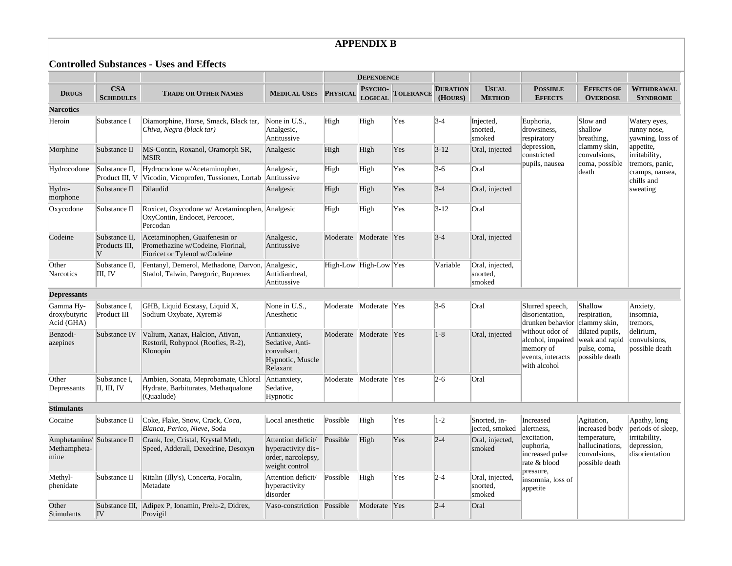# APPENDIX B

## Controlled Substances - Uses and Effects

| | | | | Dependence | | | | | | | |
|---|---|---|---|---|---|---|---|---|---|---|---|
| **Drugs** | **CSA Schedules** | **Trade or Other Names** | **Medical Uses** | **Physical** | **Psycho-logical** | **Tolerance** | **Duration (Hours)** | **Usual Method** | **Possible Effects** | **Effects of Overdose** | **Withdrawal Syndrome** |
| **Narcotics** | | | | | | | | | | | |
| Heroin | Substance I | Diamorphine, Horse, Smack, Black tar, *Chiva, Negra (black tar)* | None in U.S., Analgesic, Antitussive | High | High | Yes | 3-4 | Injected, snorted, smoked | Euphoria, drowsiness, respiratory depression, constricted pupils, nausea | Slow and shallow breathing, clammy skin, convulsions, coma, possible death | Watery eyes, runny nose, yawning, loss of appetite, irritability, tremors, panic, cramps, nausea, chills and sweating |
| Morphine | Substance II | MS-Contin, Roxanol, Oramorph SR, MSIR | Analgesic | High | High | Yes | 3-12 | Oral, injected | | | |
| Hydrocodone | Substance II, Product III, V | Hydrocodone w/Acetaminophen, Vicodin, Vicoprofen, Tussionex, Lortab | Analgesic, Antitussive | High | High | Yes | 3-6 | Oral | | | |
| Hydro-morphone | Substance II | Dilaudid | Analgesic | High | High | Yes | 3-4 | Oral, injected | | | |
| Oxycodone | Substance II | Roxicet, Oxycodone w/ Acetaminophen, OxyContin, Endocet, Percocet, Percodan | Analgesic | High | High | Yes | 3-12 | Oral | | | |
| Codeine | Substance II, Products III, V | Acetaminophen, Guaifenesin or Promethazine w/Codeine, Fiorinal, Fioricet or Tylenol w/Codeine | Analgesic, Antitussive | Moderate | Moderate | Yes | 3-4 | Oral, injected | | | |
| Other Narcotics | Substance II, III, IV | Fentanyl, Demerol, Methadone, Darvon, Stadol, Talwin, Paregoric, Buprenex | Analgesic, Antidiarrheal, Antitussive | High-Low | High-Low | Yes | Variable | Oral, injected, snorted, smoked | | | |
| **Depressants** | | | | | | | | | | | |
| Gamma Hy-droxybutyric Acid (GHA) | Substance I, Product III | GHB, Liquid Ecstasy, Liquid X, Sodium Oxybate, Xyrem® | None in U.S., Anesthetic | Moderate | Moderate | Yes | 3-6 | Oral | Slurred speech, disorientation, drunken behavior without odor of alcohol, impaired memory of events, interacts with alcohol | Shallow respiration, clammy skin, dilated pupils, weak and rapid pulse, coma, possible death | Anxiety, insomnia, tremors, delirium, convulsions, possible death |
| Benzodi-azepines | Substance IV | Valium, Xanax, Halcion, Ativan, Restoril, Rohypnol (Roofies, R-2), Klonopin | Antianxiety, Sedative, Anti-convulsant, Hypnotic, Muscle Relaxant | Moderate | Moderate | Yes | 1-8 | Oral, injected | | | |
| Other Depressants | Substance I, II, III, IV | Ambien, Sonata, Meprobamate, Chloral Hydrate, Barbiturates, Methaqualone (Quaalude) | Antianxiety, Sedative, Hypnotic | Moderate | Moderate | Yes | 2-6 | Oral | | | |
| **Stimulants** | | | | | | | | | | | |
| Cocaine | Substance II | Coke, Flake, Snow, Crack, *Coca, Blanca, Perico, Nieve*, Soda | Local anesthetic | Possible | High | Yes | 1-2 | Snorted, in-jected, smoked | Increased alertness, excitation, euphoria, increased pulse rate & blood pressure, insomnia, loss of appetite | Agitation, increased body temperature, hallucinations, convulsions, possible death | Apathy, long periods of sleep, irritability, depression, disorientation |
| Amphetamine/ Methampheta-mine | Substance II | Crank, Ice, Cristal, Krystal Meth, Speed, Adderall, Dexedrine, Desoxyn | Attention deficit/ hyperactivity dis-order, narcolepsy, weight control | Possible | High | Yes | 2-4 | Oral, injected, smoked | | | |
| Methyl-phenidate | Substance II | Ritalin (Illy's), Concerta, Focalin, Metadate | Attention deficit/ hyperactivity disorder | Possible | High | Yes | 2-4 | Oral, injected, snorted, smoked | | | |
| Other Stimulants | Substance III, IV | Adipex P, Ionamin, Prelu-2, Didrex, Provigil | Vaso-constriction | Possible | Moderate | Yes | 2-4 | Oral | | | |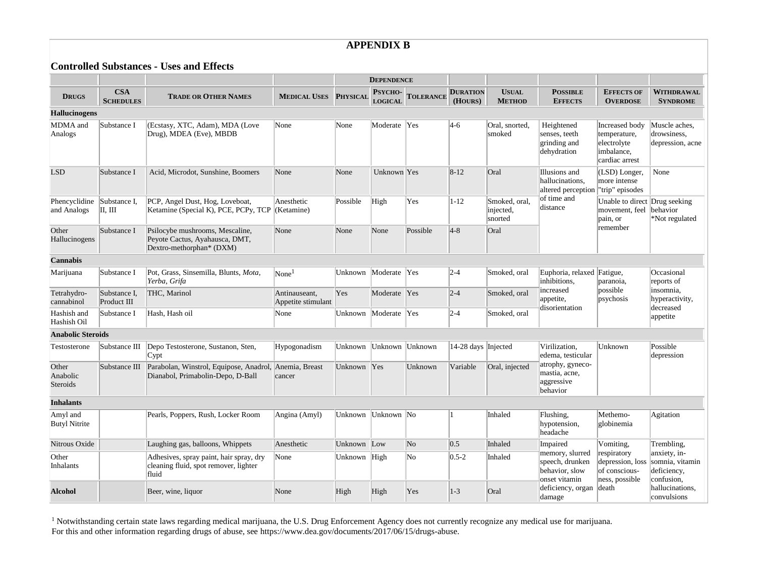# APPENDIX B

## Controlled Substances - Uses and Effects

| | | | | Dependence | | | | | | | |
|---|---|---|---|---|---|---|---|---|---|---|---|
| **Drugs** | **CSA Schedules** | **Trade or Other Names** | **Medical Uses** | **Physical** | **Psycho-logical** | **Tolerance** | **Duration (Hours)** | **Usual Method** | **Possible Effects** | **Effects of Overdose** | **Withdrawal Syndrome** |
| **Hallucinogens** | | | | | | | | | | | |
| MDMA and Analogs | Substance I | (Ecstasy, XTC, Adam), MDA (Love Drug), MDEA (Eve), MBDB | None | None | Moderate | Yes | 4-6 | Oral, snorted, smoked | Heightened senses, teeth grinding and dehydration | Increased body temperature, electrolyte imbalance, cardiac arrest | Muscle aches, drowsiness, depression, acne |
| LSD | Substance I | Acid, Microdot, Sunshine, Boomers | None | None | Unknown | Yes | 8-12 | Oral | Illusions and hallucinations, altered perception of time and distance | (LSD) Longer, more intense "trip" episodes | None |
| Phencyclidine and Analogs | Substance I, II, III | PCP, Angel Dust, Hog, Loveboat, Ketamine (Special K), PCE, PCPy, TCP | Anesthetic (Ketamine) | Possible | High | Yes | 1-12 | Smoked, oral, injected, snorted | | Unable to direct movement, feel pain, or remember | Drug seeking behavior *Not regulated |
| Other Hallucinogens | Substance I | Psilocybe mushrooms, Mescaline, Peyote Cactus, Ayahausca, DMT, Dextro-methorphan* (DXM) | None | None | None | Possible | 4-8 | Oral | | | |
| **Cannabis** | | | | | | | | | | | |
| Marijuana | Substance I | Pot, Grass, Sinsemilla, Blunts, *Mota*, *Yerba*, *Grifa* | None[1] | Unknown | Moderate | Yes | 2-4 | Smoked, oral | Euphoria, relaxed inhibitions, increased appetite, disorientation | Fatigue, paranoia, possible psychosis | Occasional reports of insomnia, hyperactivity, decreased appetite |
| Tetrahydro-cannabinol | Substance I, Product III | THC, Marinol | Antinauseant, Appetite stimulant | Yes | Moderate | Yes | 2-4 | Smoked, oral | | | |
| Hashish and Hashish Oil | Substance I | Hash, Hash oil | None | Unknown | Moderate | Yes | 2-4 | Smoked, oral | | | |
| **Anabolic Steroids** | | | | | | | | | | | |
| Testosterone | Substance III | Depo Testosterone, Sustanon, Sten, Cypt | Hypogonadism | Unknown | Unknown | Unknown | 14-28 days | Injected | Virilization, edema, testicular atrophy, gyneco-mastia, acne, aggressive behavior | Unknown | Possible depression |
| Other Anabolic Steroids | Substance III | Parabolan, Winstrol, Equipose, Anadrol, Dianabol, Primabolin-Depo, D-Ball | Anemia, Breast cancer | Unknown | Yes | Unknown | Variable | Oral, injected | | | |
| **Inhalants** | | | | | | | | | | | |
| Amyl and Butyl Nitrite | | Pearls, Poppers, Rush, Locker Room | Angina (Amyl) | Unknown | Unknown | No | 1 | Inhaled | Flushing, hypotension, headache | Methemo-globinemia | Agitation |
| Nitrous Oxide | | Laughing gas, balloons, Whippets | Anesthetic | Unknown | Low | No | 0.5 | Inhaled | Impaired memory, slurred speech, drunken behavior, slow onset vitamin deficiency, organ damage | Vomiting, respiratory depression, loss of conscious-ness, possible death | Trembling, anxiety, in-somnia, vitamin deficiency, confusion, hallucinations, convulsions |
| Other Inhalants | | Adhesives, spray paint, hair spray, dry cleaning fluid, spot remover, lighter fluid | None | Unknown | High | No | 0.5-2 | Inhaled | | | |
| **Alcohol** | | Beer, wine, liquor | None | High | High | Yes | 1-3 | Oral | | | |

[1] Notwithstanding certain state laws regarding medical marijuana, the U.S. Drug Enforcement Agency does not currently recognize any medical use for marijuana. For this and other information regarding drugs of abuse, see https://www.dea.gov/documents/2017/06/15/drugs-abuse.